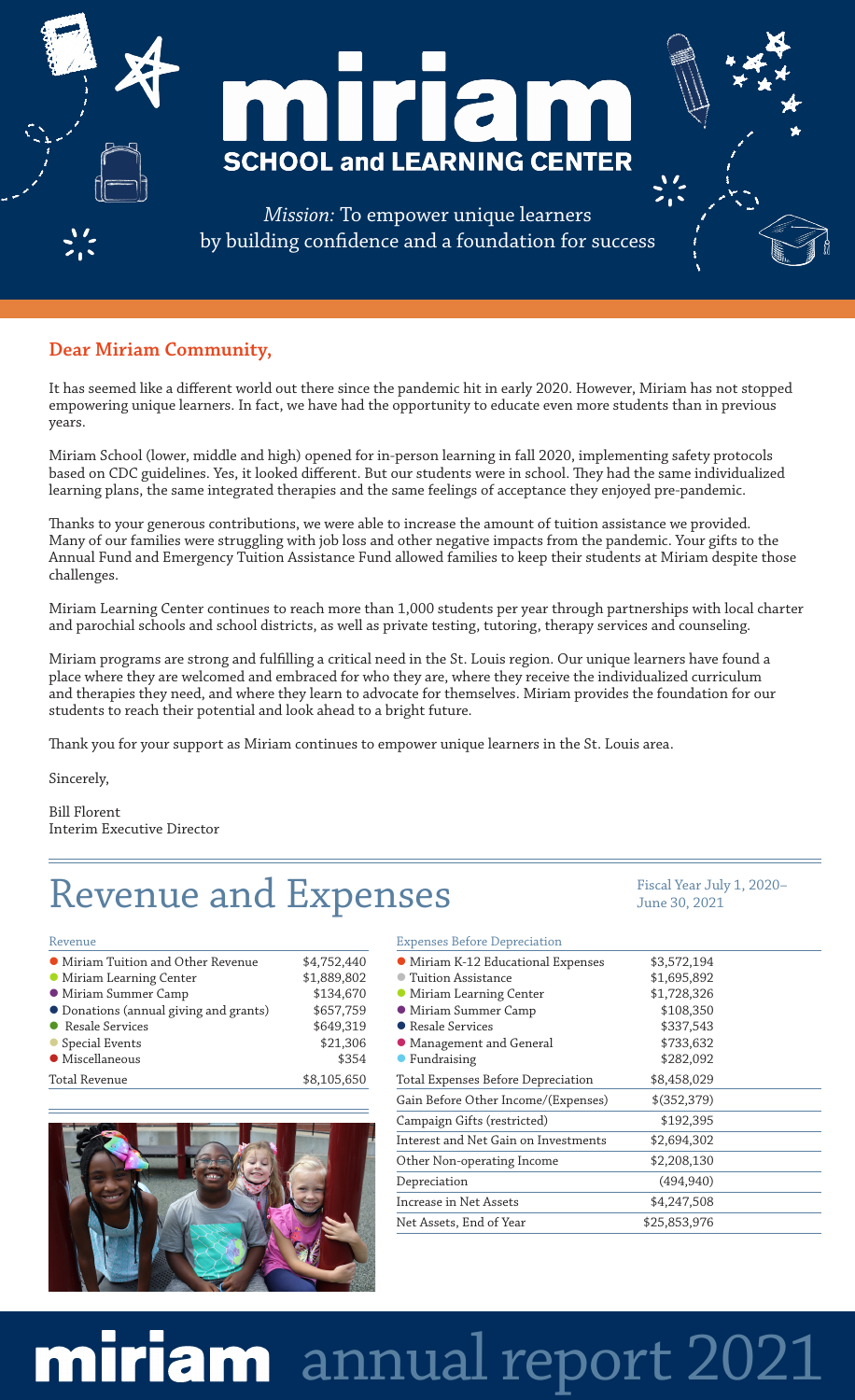# miriam

## SCHOOL and LEARNING CENTER

*Mission:* To empower unique learners by building confidence and a foundation for success

### Dear Miriam Community,

It has seemed like a different world out there since the pandemic hit in early 2020. However, Miriam has not stopped empowering unique learners. In fact, we have had the opportunity to educate even more students than in previous years.

Miriam School (lower, middle and high) opened for in-person learning in fall 2020, implementing safety protocols based on CDC guidelines. Yes, it looked different. But our students were in school. They had the same individualized learning plans, the same integrated therapies and the same feelings of acceptance they enjoyed pre-pandemic.

Thanks to your generous contributions, we were able to increase the amount of tuition assistance we provided. Many of our families were struggling with job loss and other negative impacts from the pandemic. Your gifts to the Annual Fund and Emergency Tuition Assistance Fund allowed families to keep their students at Miriam despite those challenges.

Miriam Learning Center continues to reach more than 1,000 students per year through partnerships with local charter and parochial schools and school districts, as well as private testing, tutoring, therapy services and counseling.

Miriam programs are strong and fulfilling a critical need in the St. Louis region. Our unique learners have found a place where they are welcomed and embraced for who they are, where they receive the individualized curriculum and therapies they need, and where they learn to advocate for themselves. Miriam provides the foundation for our students to reach their potential and look ahead to a bright future.

Thank you for your support as Miriam continues to empower unique learners in the St. Louis area.

Sincerely,

Bill Florent
Interim Executive Director

# Revenue and Expenses

Fiscal Year July 1, 2020–June 30, 2021

| Revenue | |
|---|---|
| Miriam Tuition and Other Revenue | $4,752,440 |
| Miriam Learning Center | $1,889,802 |
| Miriam Summer Camp | $134,670 |
| Donations (annual giving and grants) | $657,759 |
| Resale Services | $649,319 |
| Special Events | $21,306 |
| Miscellaneous | $354 |
| Total Revenue | $8,105,650 |

| Expenses Before Depreciation | |
|---|---|
| Miriam K-12 Educational Expenses | $3,572,194 |
| Tuition Assistance | $1,695,892 |
| Miriam Learning Center | $1,728,326 |
| Miriam Summer Camp | $108,350 |
| Resale Services | $337,543 |
| Management and General | $733,632 |
| Fundraising | $282,092 |
| Total Expenses Before Depreciation | $8,458,029 |
| Gain Before Other Income/(Expenses) | $(352,379) |
| Campaign Gifts (restricted) | $192,395 |
| Interest and Net Gain on Investments | $2,694,302 |
| Other Non-operating Income | $2,208,130 |
| Depreciation | (494,940) |
| Increase in Net Assets | $4,247,508 |
| Net Assets, End of Year | $25,853,976 |

# miriam annual report 2021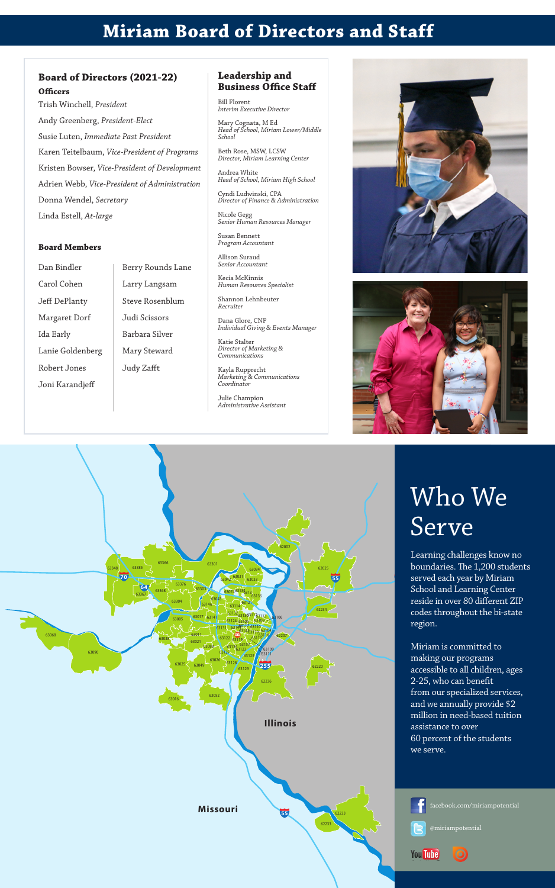# Miriam Board of Directors and Staff

## Board of Directors (2021-22)

### Officers

Trish Winchell, *President*

Andy Greenberg, *President-Elect*

Susie Luten, *Immediate Past President*

Karen Teitelbaum, *Vice-President of Programs*

Kristen Bowser, *Vice-President of Development*

Adrien Webb, *Vice-President of Administration*

Donna Wendel, *Secretary*

Linda Estell, *At-large*

### Board Members

Dan Bindler
Carol Cohen
Jeff DePlanty
Margaret Dorf
Ida Early
Lanie Goldenberg
Robert Jones
Joni Karandjeff
Berry Rounds Lane
Larry Langsam
Steve Rosenblum
Judi Scissors
Barbara Silver
Mary Steward
Judy Zafft

## Leadership and Business Office Staff

Bill Florent
*Interim Executive Director*

Mary Cognata, M Ed
*Head of School, Miriam Lower/Middle School*

Beth Rose, MSW, LCSW
*Director, Miriam Learning Center*

Andrea White
*Head of School, Miriam High School*

Cyndi Ludwinski, CPA
*Director of Finance & Administration*

Nicole Gegg
*Senior Human Resources Manager*

Susan Bennett
*Program Accountant*

Allison Suraud
*Senior Accountant*

Kecia McKinnis
*Human Resources Specialist*

Shannon Lehnbeuter
*Recruiter*

Dana Glore, CNP
*Individual Giving & Events Manager*

Katie Stalter
*Director of Marketing & Communications*

Kayla Rupprecht
*Marketing & Communications Coordinator*

Julie Champion
*Administrative Assistant*

Illinois

Missouri

# Who We Serve

Learning challenges know no boundaries. The 1,200 students served each year by Miriam School and Learning Center reside in over 80 different ZIP codes throughout the bi-state region.

Miriam is committed to making our programs accessible to all children, ages 2-25, who can benefit from our specialized services, and we annually provide $2 million in need-based tuition assistance to over 60 percent of the students we serve.

facebook.com/miriampotential

@miriampotential